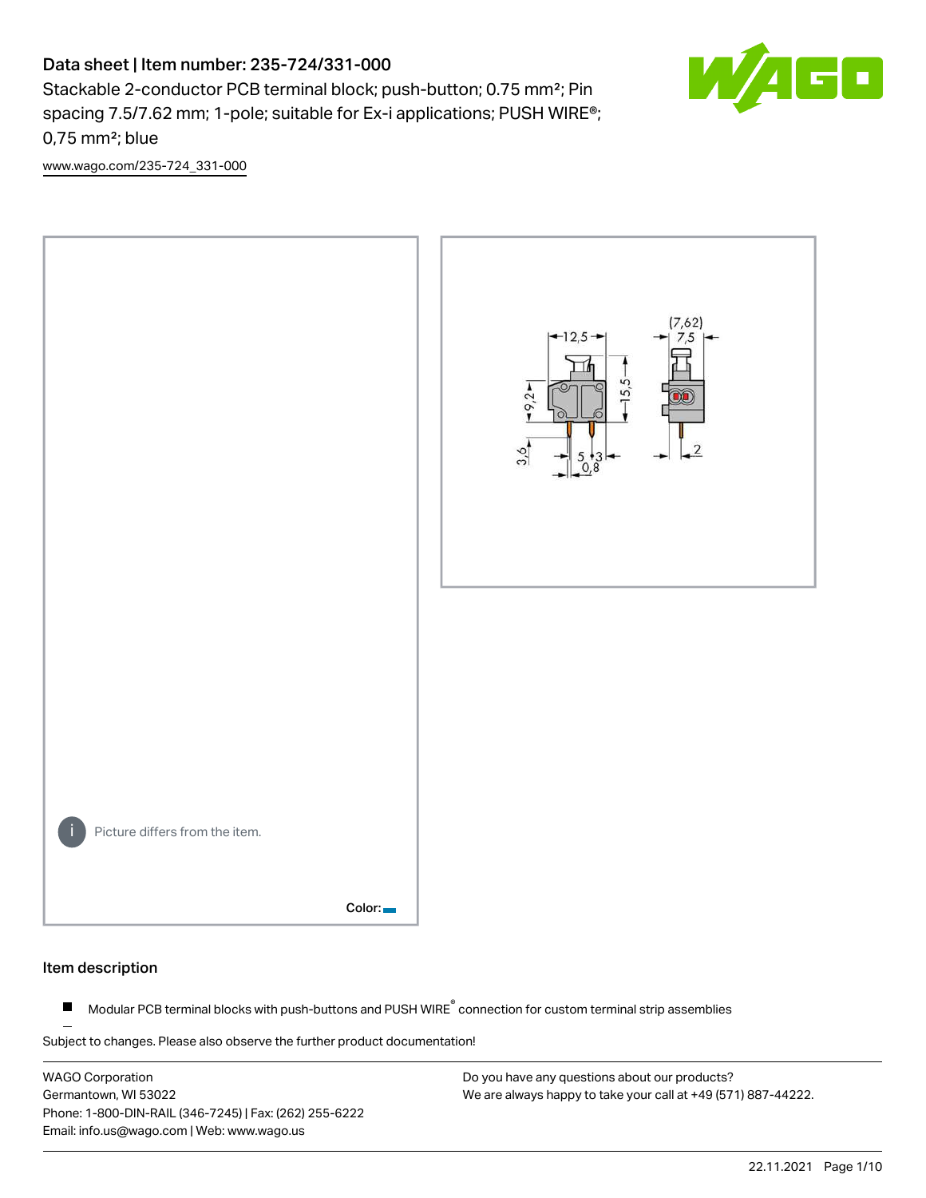# Data sheet | Item number: 235-724/331-000

Stackable 2-conductor PCB terminal block; push-button; 0.75 mm²; Pin spacing 7.5/7.62 mm; 1-pole; suitable for Ex-i applications; PUSH WIRE®; 0,75 mm²; blue

www.wago.com/235-724_331-000

Picture differs from the item.

Color:

## Item description

- Modular PCB terminal blocks with push-buttons and PUSH WIRE® connection for custom terminal strip assemblies

Subject to changes. Please also observe the further product documentation!

WAGO Corporation
Germantown, WI 53022
Phone: 1-800-DIN-RAIL (346-7245) | Fax: (262) 255-6222
Email: info.us@wago.com | Web: www.wago.us

Do you have any questions about our products?
We are always happy to take your call at +49 (571) 887-44222.

22.11.2021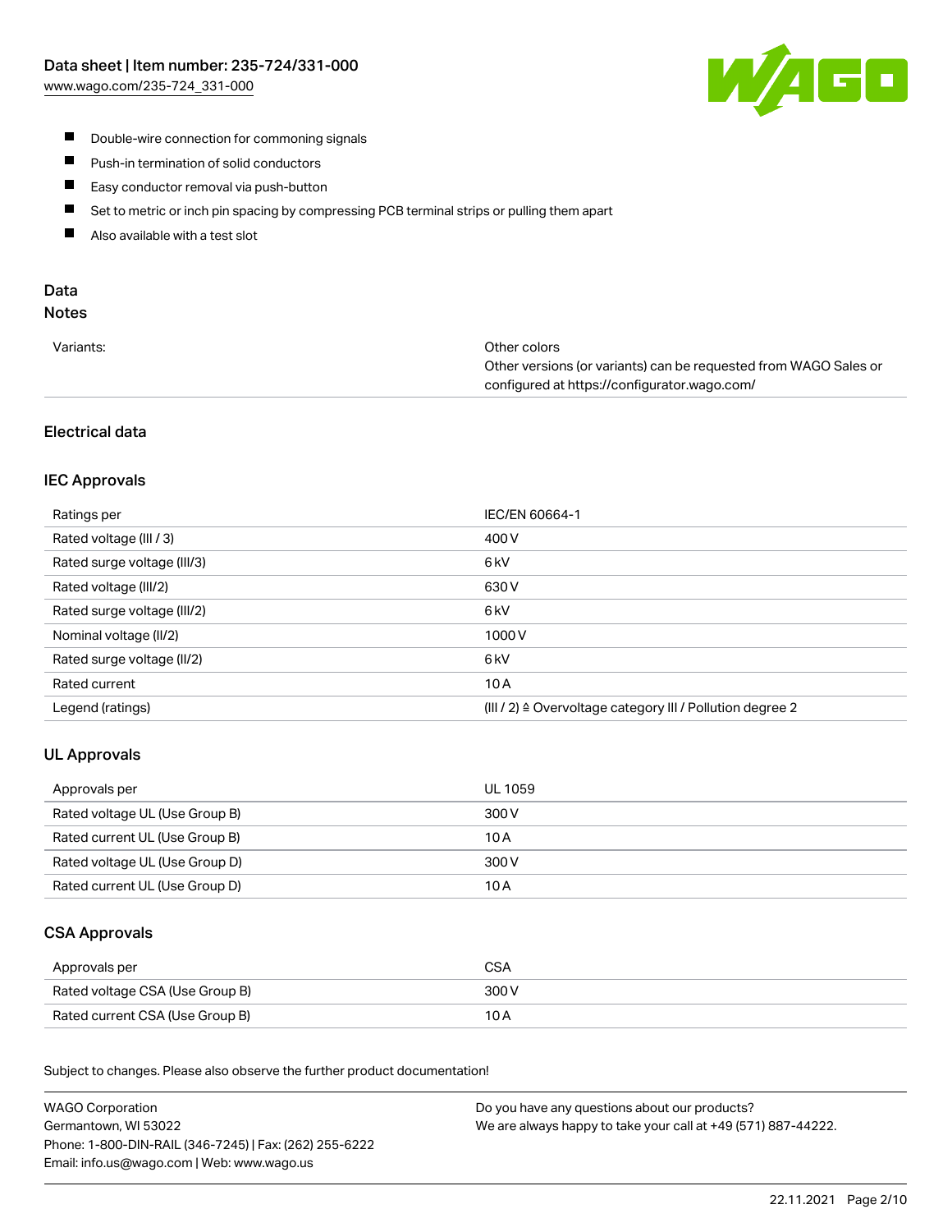- Double-wire connection for commoning signals
- Push-in termination of solid conductors
- Easy conductor removal via push-button
- Set to metric or inch pin spacing by compressing PCB terminal strips or pulling them apart
- Also available with a test slot

## Data

### Notes

| | |
|---|---|
| Variants: | Other colors<br>Other versions (or variants) can be requested from WAGO Sales or configured at https://configurator.wago.com/ |

### Electrical data

#### IEC Approvals

| | |
|---|---|
| Ratings per | IEC/EN 60664-1 |
| Rated voltage (III / 3) | 400 V |
| Rated surge voltage (III/3) | 6 kV |
| Rated voltage (III/2) | 630 V |
| Rated surge voltage (III/2) | 6 kV |
| Nominal voltage (II/2) | 1000 V |
| Rated surge voltage (II/2) | 6 kV |
| Rated current | 10 A |
| Legend (ratings) | (III / 2) ≙ Overvoltage category III / Pollution degree 2 |

#### UL Approvals

| | |
|---|---|
| Approvals per | UL 1059 |
| Rated voltage UL (Use Group B) | 300 V |
| Rated current UL (Use Group B) | 10 A |
| Rated voltage UL (Use Group D) | 300 V |
| Rated current UL (Use Group D) | 10 A |

#### CSA Approvals

| | |
|---|---|
| Approvals per | CSA |
| Rated voltage CSA (Use Group B) | 300 V |
| Rated current CSA (Use Group B) | 10 A |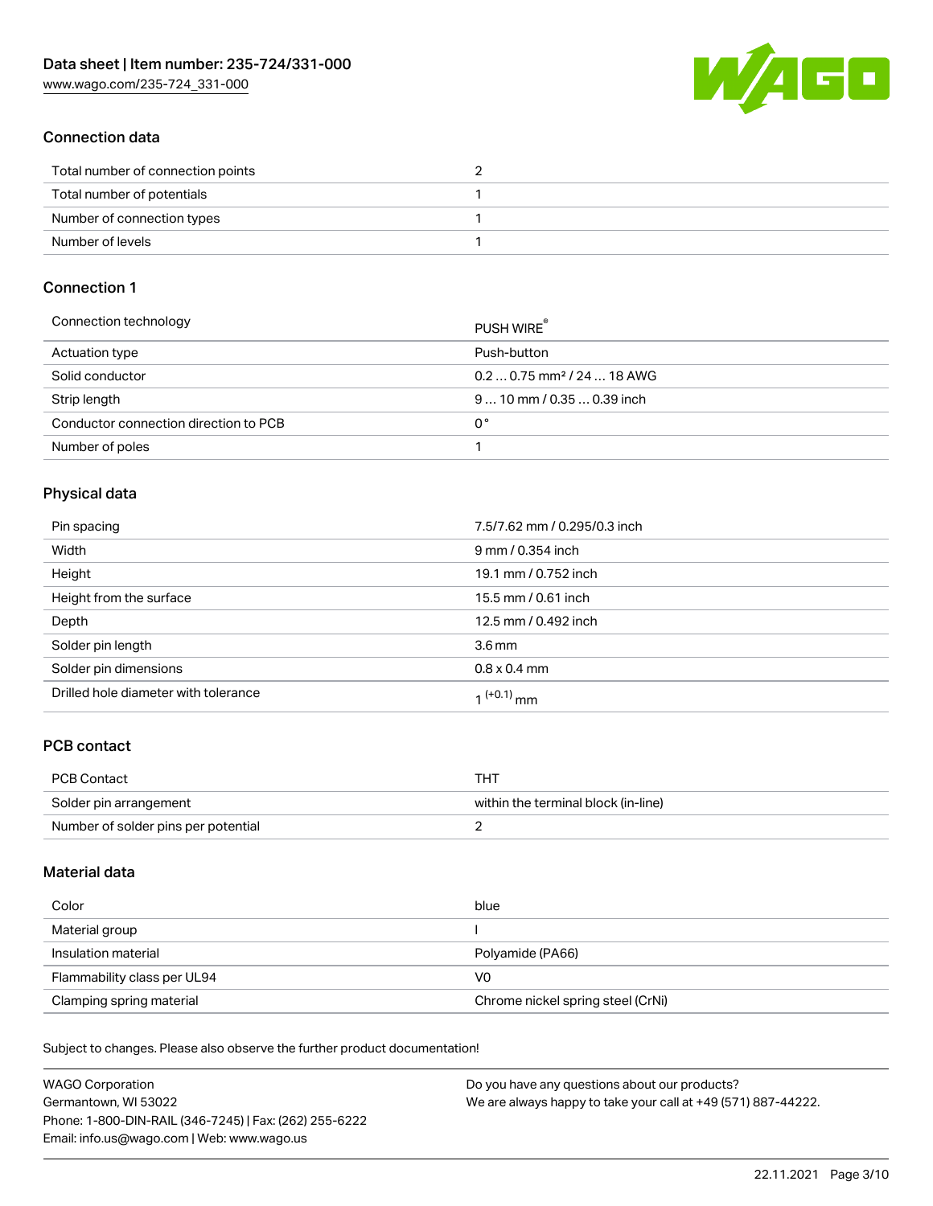## Connection data

| | |
|---|---|
| Total number of connection points | 2 |
| Total number of potentials | 1 |
| Number of connection types | 1 |
| Number of levels | 1 |

## Connection 1

| | |
|---|---|
| Connection technology | PUSH WIRE® |
| Actuation type | Push-button |
| Solid conductor | 0.2 … 0.75 mm² / 24 … 18 AWG |
| Strip length | 9 … 10 mm / 0.35 … 0.39 inch |
| Conductor connection direction to PCB | 0 ° |
| Number of poles | 1 |

## Physical data

| | |
|---|---|
| Pin spacing | 7.5/7.62 mm / 0.295/0.3 inch |
| Width | 9 mm / 0.354 inch |
| Height | 19.1 mm / 0.752 inch |
| Height from the surface | 15.5 mm / 0.61 inch |
| Depth | 12.5 mm / 0.492 inch |
| Solder pin length | 3.6 mm |
| Solder pin dimensions | 0.8 x 0.4 mm |
| Drilled hole diameter with tolerance | $1^{(+0.1)}$ mm |

## PCB contact

| | |
|---|---|
| PCB Contact | THT |
| Solder pin arrangement | within the terminal block (in-line) |
| Number of solder pins per potential | 2 |

## Material data

| | |
|---|---|
| Color | blue |
| Material group | I |
| Insulation material | Polyamide (PA66) |
| Flammability class per UL94 | V0 |
| Clamping spring material | Chrome nickel spring steel (CrNi) |

Subject to changes. Please also observe the further product documentation!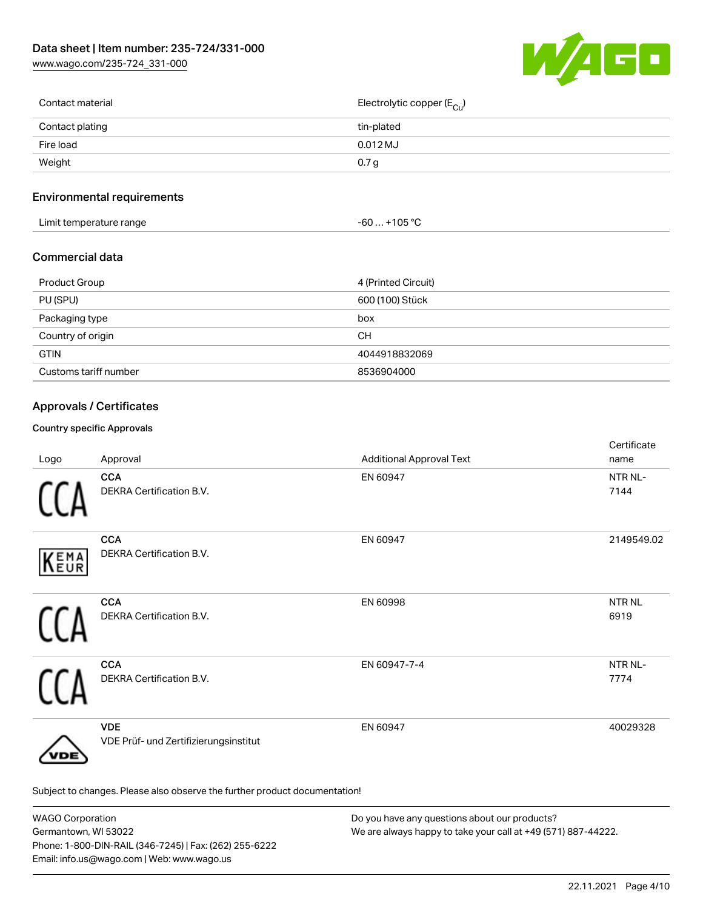| | |
|---|---|
| Contact material | Electrolytic copper ($E_{Cu}$) |
| Contact plating | tin-plated |
| Fire load | 0.012 MJ |
| Weight | 0.7 g |

## Environmental requirements

| | |
|---|---|
| Limit temperature range | -60 … +105 °C |

## Commercial data

| | |
|---|---|
| Product Group | 4 (Printed Circuit) |
| PU (SPU) | 600 (100) Stück |
| Packaging type | box |
| Country of origin | CH |
| GTIN | 4044918832069 |
| Customs tariff number | 8536904000 |

## Approvals / Certificates

### Country specific Approvals

| Logo | Approval | Additional Approval Text | Certificate name |
|---|---|---|---|
| CCA | **CCA**<br>DEKRA Certification B.V. | EN 60947 | NTR NL-7144 |
| KEMA EUR | **CCA**<br>DEKRA Certification B.V. | EN 60947 | 2149549.02 |
| CCA | **CCA**<br>DEKRA Certification B.V. | EN 60998 | NTR NL 6919 |
| CCA | **CCA**<br>DEKRA Certification B.V. | EN 60947-7-4 | NTR NL-7774 |
| VDE | **VDE**<br>VDE Prüf- und Zertifizierungsinstitut | EN 60947 | 40029328 |

Subject to changes. Please also observe the further product documentation!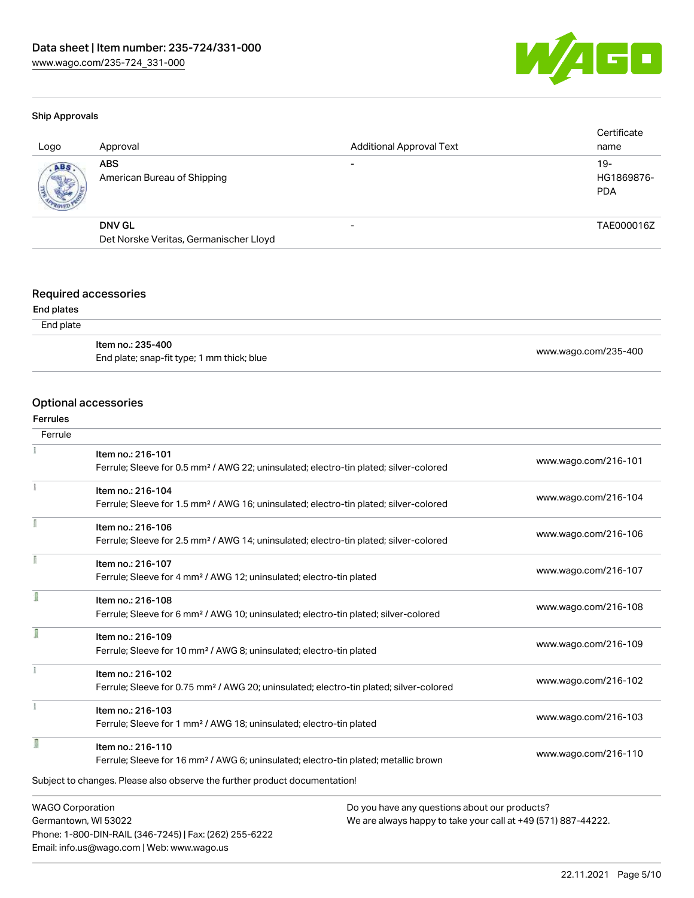### Ship Approvals

| Logo | Approval | Additional Approval Text | Certificate name |
|---|---|---|---|
| | **ABS** American Bureau of Shipping | - | 19-HG1869876-PDA |
| | **DNV GL** Det Norske Veritas, Germanischer Lloyd | - | TAE000016Z |

## Required accessories

### End plates

| End plate | |
|---|---|
| **Item no.: 235-400** End plate; snap-fit type; 1 mm thick; blue | www.wago.com/235-400 |

## Optional accessories

### Ferrules

| Ferrule | |
|---|---|
| **Item no.: 216-101** Ferrule; Sleeve for 0.5 mm² / AWG 22; uninsulated; electro-tin plated; silver-colored | www.wago.com/216-101 |
| **Item no.: 216-104** Ferrule; Sleeve for 1.5 mm² / AWG 16; uninsulated; electro-tin plated; silver-colored | www.wago.com/216-104 |
| **Item no.: 216-106** Ferrule; Sleeve for 2.5 mm² / AWG 14; uninsulated; electro-tin plated; silver-colored | www.wago.com/216-106 |
| **Item no.: 216-107** Ferrule; Sleeve for 4 mm² / AWG 12; uninsulated; electro-tin plated | www.wago.com/216-107 |
| **Item no.: 216-108** Ferrule; Sleeve for 6 mm² / AWG 10; uninsulated; electro-tin plated; silver-colored | www.wago.com/216-108 |
| **Item no.: 216-109** Ferrule; Sleeve for 10 mm² / AWG 8; uninsulated; electro-tin plated | www.wago.com/216-109 |
| **Item no.: 216-102** Ferrule; Sleeve for 0.75 mm² / AWG 20; uninsulated; electro-tin plated; silver-colored | www.wago.com/216-102 |
| **Item no.: 216-103** Ferrule; Sleeve for 1 mm² / AWG 18; uninsulated; electro-tin plated | www.wago.com/216-103 |
| **Item no.: 216-110** Ferrule; Sleeve for 16 mm² / AWG 6; uninsulated; electro-tin plated; metallic brown | www.wago.com/216-110 |

Subject to changes. Please also observe the further product documentation!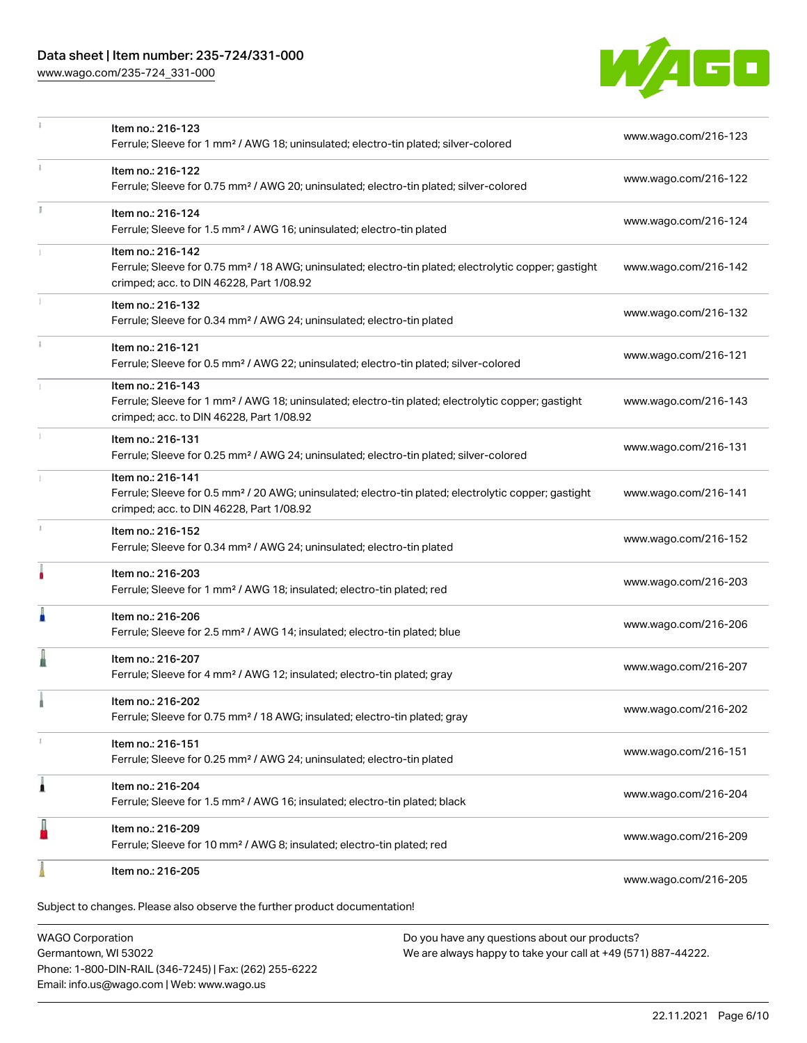| Item | Description | Link |
| --- | --- | --- |
| Item no.: 216-123 | Ferrule; Sleeve for 1 mm² / AWG 18; uninsulated; electro-tin plated; silver-colored | www.wago.com/216-123 |
| Item no.: 216-122 | Ferrule; Sleeve for 0.75 mm² / AWG 20; uninsulated; electro-tin plated; silver-colored | www.wago.com/216-122 |
| Item no.: 216-124 | Ferrule; Sleeve for 1.5 mm² / AWG 16; uninsulated; electro-tin plated | www.wago.com/216-124 |
| Item no.: 216-142 | Ferrule; Sleeve for 0.75 mm² / 18 AWG; uninsulated; electro-tin plated; electrolytic copper; gastight crimped; acc. to DIN 46228, Part 1/08.92 | www.wago.com/216-142 |
| Item no.: 216-132 | Ferrule; Sleeve for 0.34 mm² / AWG 24; uninsulated; electro-tin plated | www.wago.com/216-132 |
| Item no.: 216-121 | Ferrule; Sleeve for 0.5 mm² / AWG 22; uninsulated; electro-tin plated; silver-colored | www.wago.com/216-121 |
| Item no.: 216-143 | Ferrule; Sleeve for 1 mm² / AWG 18; uninsulated; electro-tin plated; electrolytic copper; gastight crimped; acc. to DIN 46228, Part 1/08.92 | www.wago.com/216-143 |
| Item no.: 216-131 | Ferrule; Sleeve for 0.25 mm² / AWG 24; uninsulated; electro-tin plated; silver-colored | www.wago.com/216-131 |
| Item no.: 216-141 | Ferrule; Sleeve for 0.5 mm² / 20 AWG; uninsulated; electro-tin plated; electrolytic copper; gastight crimped; acc. to DIN 46228, Part 1/08.92 | www.wago.com/216-141 |
| Item no.: 216-152 | Ferrule; Sleeve for 0.34 mm² / AWG 24; uninsulated; electro-tin plated | www.wago.com/216-152 |
| Item no.: 216-203 | Ferrule; Sleeve for 1 mm² / AWG 18; insulated; electro-tin plated; red | www.wago.com/216-203 |
| Item no.: 216-206 | Ferrule; Sleeve for 2.5 mm² / AWG 14; insulated; electro-tin plated; blue | www.wago.com/216-206 |
| Item no.: 216-207 | Ferrule; Sleeve for 4 mm² / AWG 12; insulated; electro-tin plated; gray | www.wago.com/216-207 |
| Item no.: 216-202 | Ferrule; Sleeve for 0.75 mm² / 18 AWG; insulated; electro-tin plated; gray | www.wago.com/216-202 |
| Item no.: 216-151 | Ferrule; Sleeve for 0.25 mm² / AWG 24; uninsulated; electro-tin plated | www.wago.com/216-151 |
| Item no.: 216-204 | Ferrule; Sleeve for 1.5 mm² / AWG 16; insulated; electro-tin plated; black | www.wago.com/216-204 |
| Item no.: 216-209 | Ferrule; Sleeve for 10 mm² / AWG 8; insulated; electro-tin plated; red | www.wago.com/216-209 |
| Item no.: 216-205 | | www.wago.com/216-205 |

Subject to changes. Please also observe the further product documentation!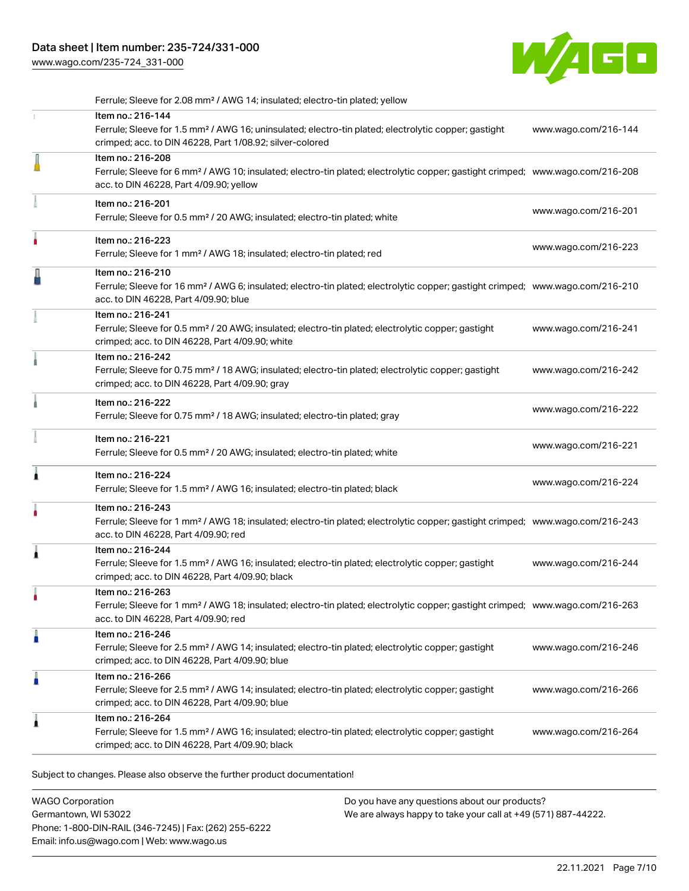Ferrule; Sleeve for 2.08 mm² / AWG 14; insulated; electro-tin plated; yellow

| Item | URL |
| --- | --- |
| Item no.: 216-144<br>Ferrule; Sleeve for 1.5 mm² / AWG 16; uninsulated; electro-tin plated; electrolytic copper; gastight crimped; acc. to DIN 46228, Part 1/08.92; silver-colored | www.wago.com/216-144 |
| Item no.: 216-208<br>Ferrule; Sleeve for 6 mm² / AWG 10; insulated; electro-tin plated; electrolytic copper; gastight crimped; acc. to DIN 46228, Part 4/09.90; yellow | www.wago.com/216-208 |
| Item no.: 216-201<br>Ferrule; Sleeve for 0.5 mm² / 20 AWG; insulated; electro-tin plated; white | www.wago.com/216-201 |
| Item no.: 216-223<br>Ferrule; Sleeve for 1 mm² / AWG 18; insulated; electro-tin plated; red | www.wago.com/216-223 |
| Item no.: 216-210<br>Ferrule; Sleeve for 16 mm² / AWG 6; insulated; electro-tin plated; electrolytic copper; gastight crimped; acc. to DIN 46228, Part 4/09.90; blue | www.wago.com/216-210 |
| Item no.: 216-241<br>Ferrule; Sleeve for 0.5 mm² / 20 AWG; insulated; electro-tin plated; electrolytic copper; gastight crimped; acc. to DIN 46228, Part 4/09.90; white | www.wago.com/216-241 |
| Item no.: 216-242<br>Ferrule; Sleeve for 0.75 mm² / 18 AWG; insulated; electro-tin plated; electrolytic copper; gastight crimped; acc. to DIN 46228, Part 4/09.90; gray | www.wago.com/216-242 |
| Item no.: 216-222<br>Ferrule; Sleeve for 0.75 mm² / 18 AWG; insulated; electro-tin plated; gray | www.wago.com/216-222 |
| Item no.: 216-221<br>Ferrule; Sleeve for 0.5 mm² / 20 AWG; insulated; electro-tin plated; white | www.wago.com/216-221 |
| Item no.: 216-224<br>Ferrule; Sleeve for 1.5 mm² / AWG 16; insulated; electro-tin plated; black | www.wago.com/216-224 |
| Item no.: 216-243<br>Ferrule; Sleeve for 1 mm² / AWG 18; insulated; electro-tin plated; electrolytic copper; gastight crimped; acc. to DIN 46228, Part 4/09.90; red | www.wago.com/216-243 |
| Item no.: 216-244<br>Ferrule; Sleeve for 1.5 mm² / AWG 16; insulated; electro-tin plated; electrolytic copper; gastight crimped; acc. to DIN 46228, Part 4/09.90; black | www.wago.com/216-244 |
| Item no.: 216-263<br>Ferrule; Sleeve for 1 mm² / AWG 18; insulated; electro-tin plated; electrolytic copper; gastight crimped; acc. to DIN 46228, Part 4/09.90; red | www.wago.com/216-263 |
| Item no.: 216-246<br>Ferrule; Sleeve for 2.5 mm² / AWG 14; insulated; electro-tin plated; electrolytic copper; gastight crimped; acc. to DIN 46228, Part 4/09.90; blue | www.wago.com/216-246 |
| Item no.: 216-266<br>Ferrule; Sleeve for 2.5 mm² / AWG 14; insulated; electro-tin plated; electrolytic copper; gastight crimped; acc. to DIN 46228, Part 4/09.90; blue | www.wago.com/216-266 |
| Item no.: 216-264<br>Ferrule; Sleeve for 1.5 mm² / AWG 16; insulated; electro-tin plated; electrolytic copper; gastight crimped; acc. to DIN 46228, Part 4/09.90; black | www.wago.com/216-264 |

Subject to changes. Please also observe the further product documentation!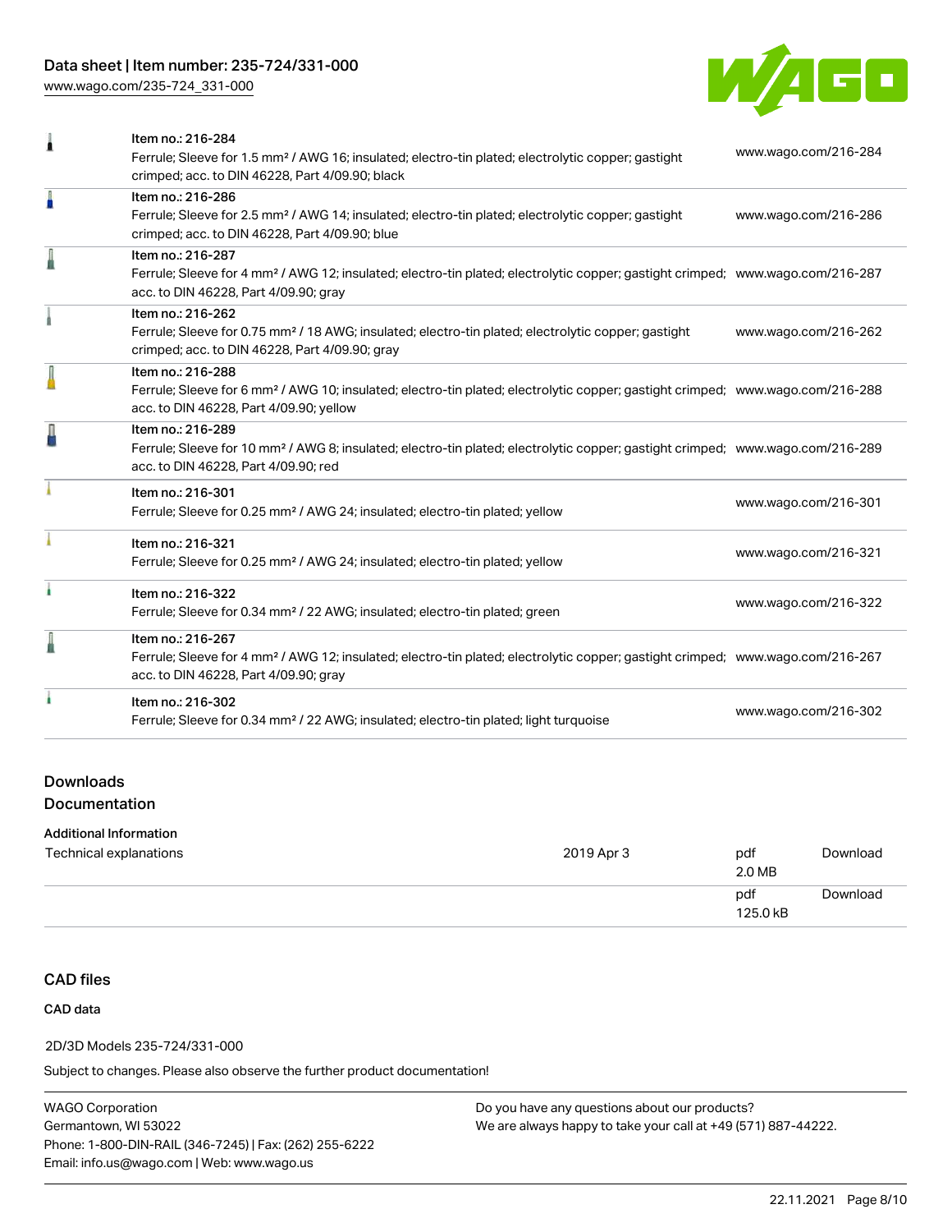| Item | Link |
| --- | --- |
| Item no.: 216-284<br>Ferrule; Sleeve for 1.5 mm² / AWG 16; insulated; electro-tin plated; electrolytic copper; gastight crimped; acc. to DIN 46228, Part 4/09.90; black | www.wago.com/216-284 |
| Item no.: 216-286<br>Ferrule; Sleeve for 2.5 mm² / AWG 14; insulated; electro-tin plated; electrolytic copper; gastight crimped; acc. to DIN 46228, Part 4/09.90; blue | www.wago.com/216-286 |
| Item no.: 216-287<br>Ferrule; Sleeve for 4 mm² / AWG 12; insulated; electro-tin plated; electrolytic copper; gastight crimped; acc. to DIN 46228, Part 4/09.90; gray | www.wago.com/216-287 |
| Item no.: 216-262<br>Ferrule; Sleeve for 0.75 mm² / 18 AWG; insulated; electro-tin plated; electrolytic copper; gastight crimped; acc. to DIN 46228, Part 4/09.90; gray | www.wago.com/216-262 |
| Item no.: 216-288<br>Ferrule; Sleeve for 6 mm² / AWG 10; insulated; electro-tin plated; electrolytic copper; gastight crimped; acc. to DIN 46228, Part 4/09.90; yellow | www.wago.com/216-288 |
| Item no.: 216-289<br>Ferrule; Sleeve for 10 mm² / AWG 8; insulated; electro-tin plated; electrolytic copper; gastight crimped; acc. to DIN 46228, Part 4/09.90; red | www.wago.com/216-289 |
| Item no.: 216-301<br>Ferrule; Sleeve for 0.25 mm² / AWG 24; insulated; electro-tin plated; yellow | www.wago.com/216-301 |
| Item no.: 216-321<br>Ferrule; Sleeve for 0.25 mm² / AWG 24; insulated; electro-tin plated; yellow | www.wago.com/216-321 |
| Item no.: 216-322<br>Ferrule; Sleeve for 0.34 mm² / 22 AWG; insulated; electro-tin plated; green | www.wago.com/216-322 |
| Item no.: 216-267<br>Ferrule; Sleeve for 4 mm² / AWG 12; insulated; electro-tin plated; electrolytic copper; gastight crimped; acc. to DIN 46228, Part 4/09.90; gray | www.wago.com/216-267 |
| Item no.: 216-302<br>Ferrule; Sleeve for 0.34 mm² / 22 AWG; insulated; electro-tin plated; light turquoise | www.wago.com/216-302 |

## Downloads

### Documentation

**Additional Information**

| | | | |
| --- | --- | --- | --- |
| Technical explanations | 2019 Apr 3 | pdf<br>2.0 MB | Download |
| | | pdf<br>125.0 kB | Download |

## CAD files

**CAD data**

2D/3D Models 235-724/331-000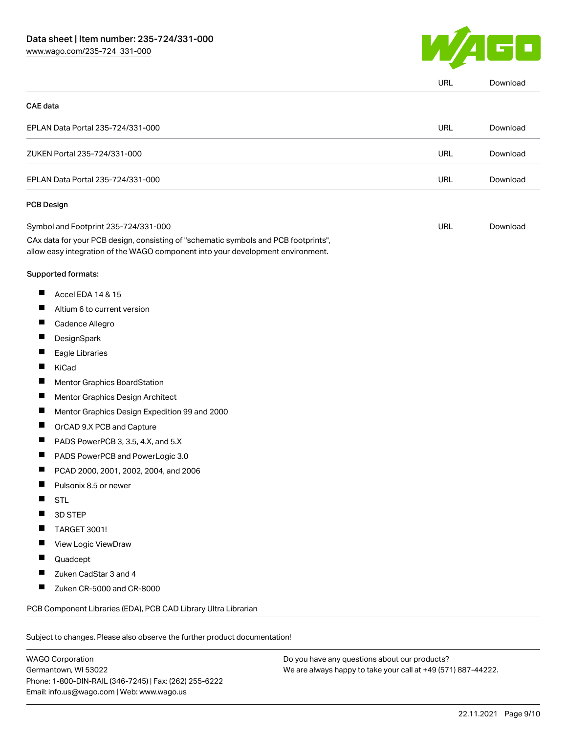| | URL | Download |
|---|---|---|
| **CAE data** | | |
| EPLAN Data Portal 235-724/331-000 | URL | Download |
| ZUKEN Portal 235-724/331-000 | URL | Download |
| EPLAN Data Portal 235-724/331-000 | URL | Download |

**PCB Design**

| | | |
|---|---|---|
| Symbol and Footprint 235-724/331-000 | URL | Download |

CAx data for your PCB design, consisting of "schematic symbols and PCB footprints", allow easy integration of the WAGO component into your development environment.

Supported formats:

- Accel EDA 14 & 15
- Altium 6 to current version
- Cadence Allegro
- DesignSpark
- Eagle Libraries
- KiCad
- Mentor Graphics BoardStation
- Mentor Graphics Design Architect
- Mentor Graphics Design Expedition 99 and 2000
- OrCAD 9.X PCB and Capture
- PADS PowerPCB 3, 3.5, 4.X, and 5.X
- PADS PowerPCB and PowerLogic 3.0
- PCAD 2000, 2001, 2002, 2004, and 2006
- Pulsonix 8.5 or newer
- STL
- 3D STEP
- TARGET 3001!
- View Logic ViewDraw
- Quadcept
- Zuken CadStar 3 and 4
- Zuken CR-5000 and CR-8000

PCB Component Libraries (EDA), PCB CAD Library Ultra Librarian

Subject to changes. Please also observe the further product documentation!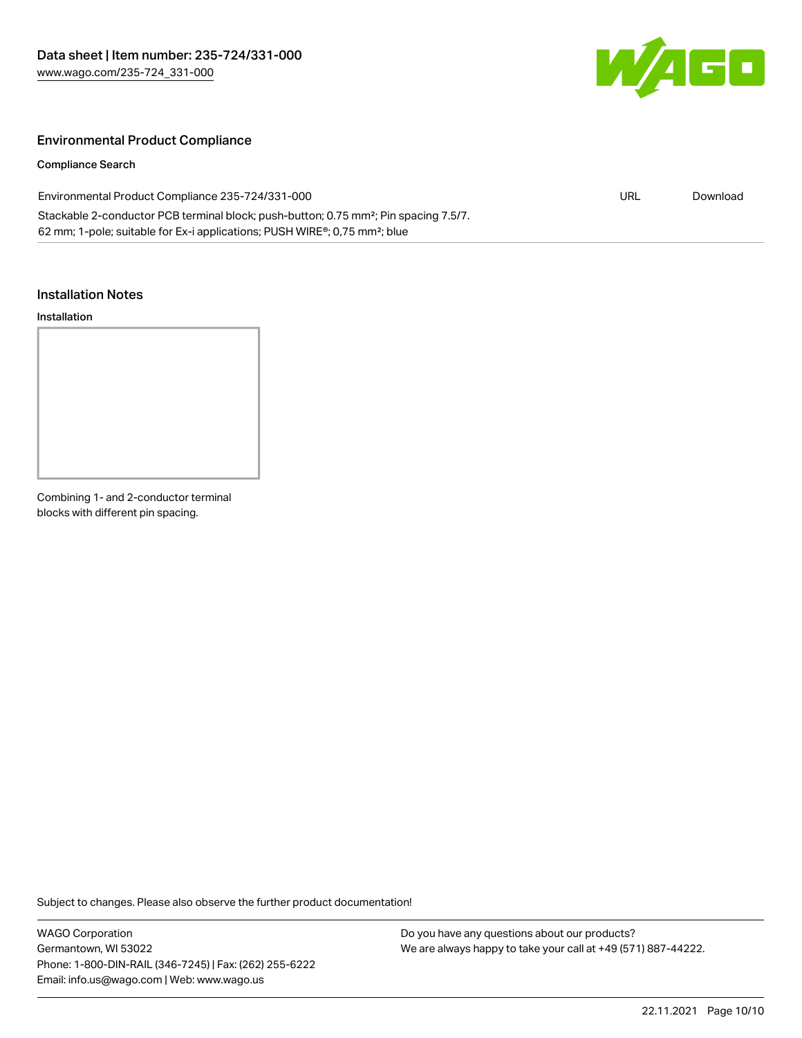## Environmental Product Compliance

### Compliance Search

| | | |
|---|---|---|
| Environmental Product Compliance 235-724/331-000 | URL | Download |
| Stackable 2-conductor PCB terminal block; push-button; 0.75 mm²; Pin spacing 7.5/7.62 mm; 1-pole; suitable for Ex-i applications; PUSH WIRE®; 0,75 mm²; blue | | |

## Installation Notes

### Installation

Combining 1- and 2-conductor terminal blocks with different pin spacing.

Subject to changes. Please also observe the further product documentation!

WAGO Corporation
Germantown, WI 53022
Phone: 1-800-DIN-RAIL (346-7245) | Fax: (262) 255-6222
Email: info.us@wago.com | Web: www.wago.us

Do you have any questions about our products?
We are always happy to take your call at +49 (571) 887-44222.